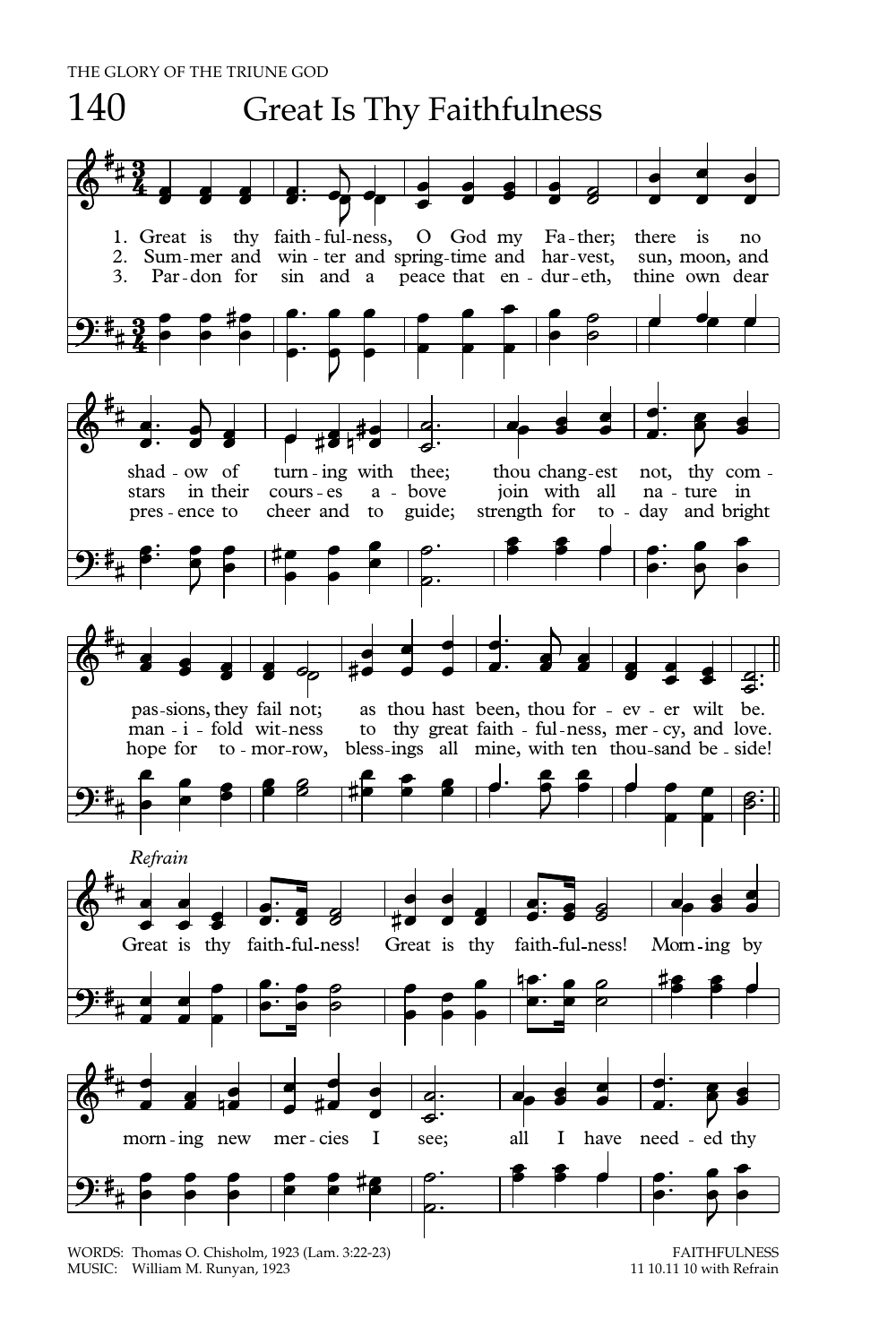# 140 Great Is Thy Faithfulness

1. Great is thy faith-ful-ness, O God my Fa-ther; there is no shad-ow of turn-ing with thee; thou chang-est not, thy com-pas-sions, they fail not; as thou hast been, thou for-ev-er wilt be.

2. Sum-mer and win-ter and spring-time and har-vest, sun, moon, and stars in their cours-es a-bove join with all na-ture in man-i-fold wit-ness to thy great faith-ful-ness, mer-cy, and love.

3. Par-don for sin and a peace that en-dur-eth, thine own dear pres-ence to cheer and to guide; strength for to-day and bright hope for to-mor-row, bless-ings all mine, with ten thou-sand be-side!

*Refrain*

Great is thy faith-ful-ness! Great is thy faith-ful-ness! Morn-ing by morn-ing new mer-cies I see; all I have need-ed thy

WORDS: Thomas O. Chisholm, 1923 (Lam. 3:22-23)
MUSIC: William M. Runyan, 1923

FAITHFULNESS
11 10.11 10 with Refrain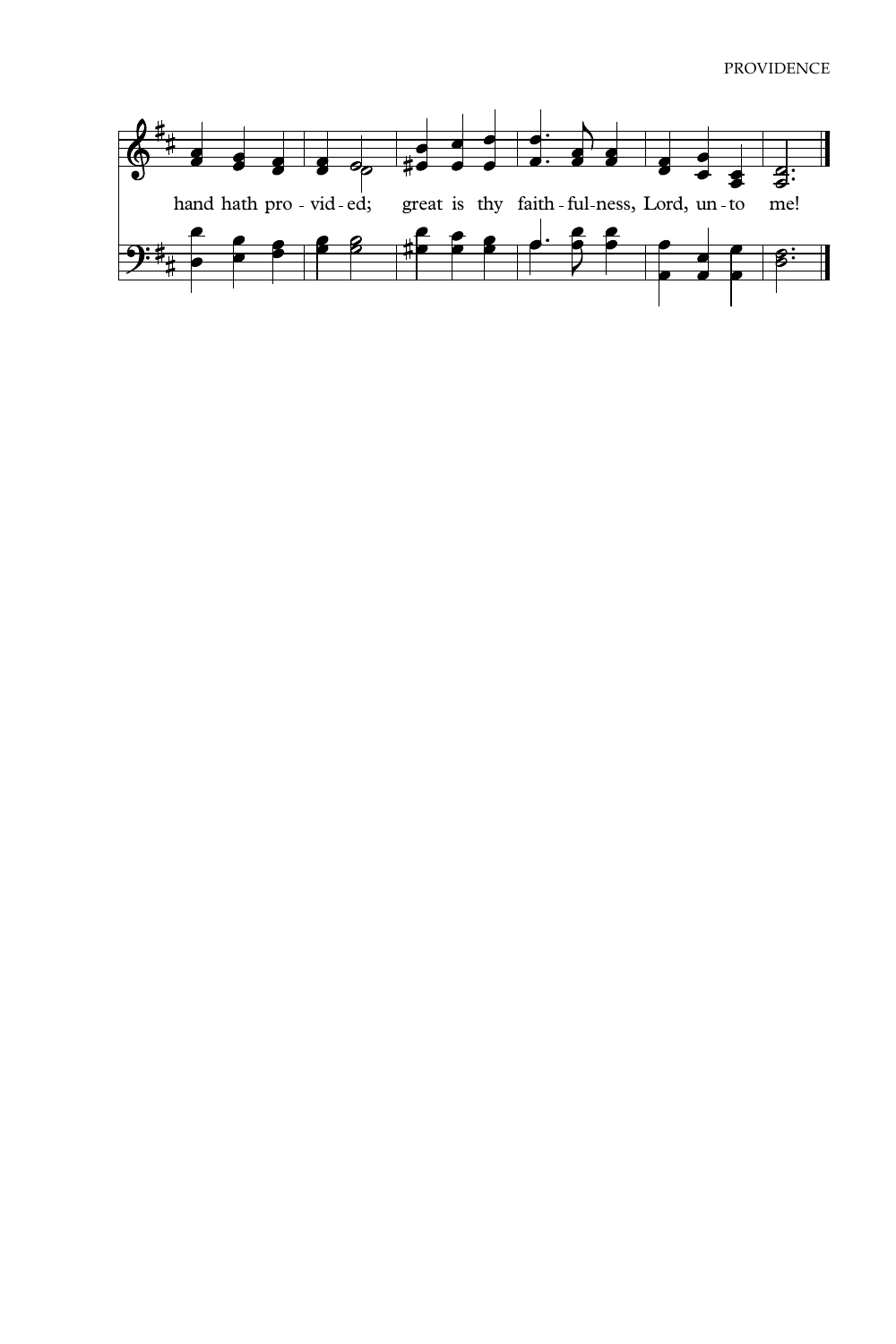PROVIDENCE

hand hath pro - vid - ed; great is thy faith - ful - ness, Lord, un - to me!